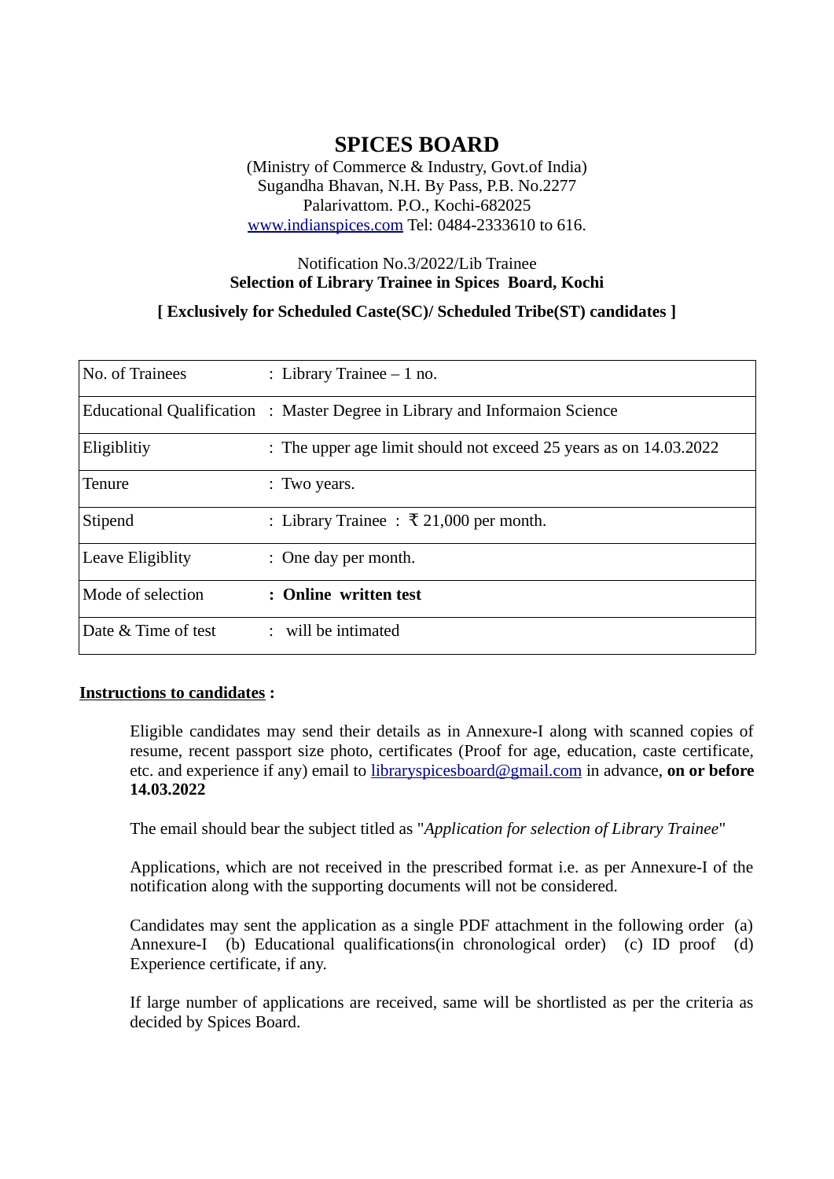# SPICES BOARD

(Ministry of Commerce & Industry, Govt.of India)
Sugandha Bhavan, N.H. By Pass, P.B. No.2277
Palarivattom. P.O., Kochi-682025
www.indianspices.com Tel: 0484-2333610 to 616.

Notification No.3/2022/Lib Trainee

**Selection of Library Trainee in Spices Board, Kochi**

**[ Exclusively for Scheduled Caste(SC)/ Scheduled Tribe(ST) candidates ]**

| | |
|---|---|
| No. of Trainees | : Library Trainee – 1 no. |
| Educational Qualification | : Master Degree in Library and Informaion Science |
| Eligiblitiy | : The upper age limit should not exceed 25 years as on 14.03.2022 |
| Tenure | : Two years. |
| Stipend | : Library Trainee : ₹ 21,000 per month. |
| Leave Eligiblity | : One day per month. |
| Mode of selection | **: Online written test** |
| Date & Time of test | : will be intimated |

**Instructions to candidates :**

Eligible candidates may send their details as in Annexure-I along with scanned copies of resume, recent passport size photo, certificates (Proof for age, education, caste certificate, etc. and experience if any) email to libraryspicesboard@gmail.com in advance, **on or before 14.03.2022**

The email should bear the subject titled as "*Application for selection of Library Trainee*"

Applications, which are not received in the prescribed format i.e. as per Annexure-I of the notification along with the supporting documents will not be considered.

Candidates may sent the application as a single PDF attachment in the following order (a) Annexure-I (b) Educational qualifications(in chronological order) (c) ID proof (d) Experience certificate, if any.

If large number of applications are received, same will be shortlisted as per the criteria as decided by Spices Board.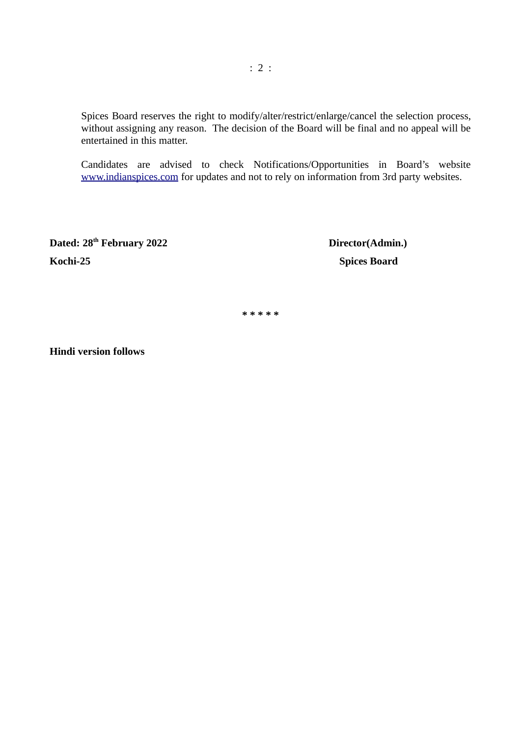Spices Board reserves the right to modify/alter/restrict/enlarge/cancel the selection process, without assigning any reason. The decision of the Board will be final and no appeal will be entertained in this matter.

Candidates are advised to check Notifications/Opportunities in Board's website [www.indianspices.com](http://www.indianspices.com) for updates and not to rely on information from 3rd party websites.

**Dated: 28th February 2022** **Director(Admin.)**

**Kochi-25** **Spices Board**

**\* \* \* \* \***

**Hindi version follows**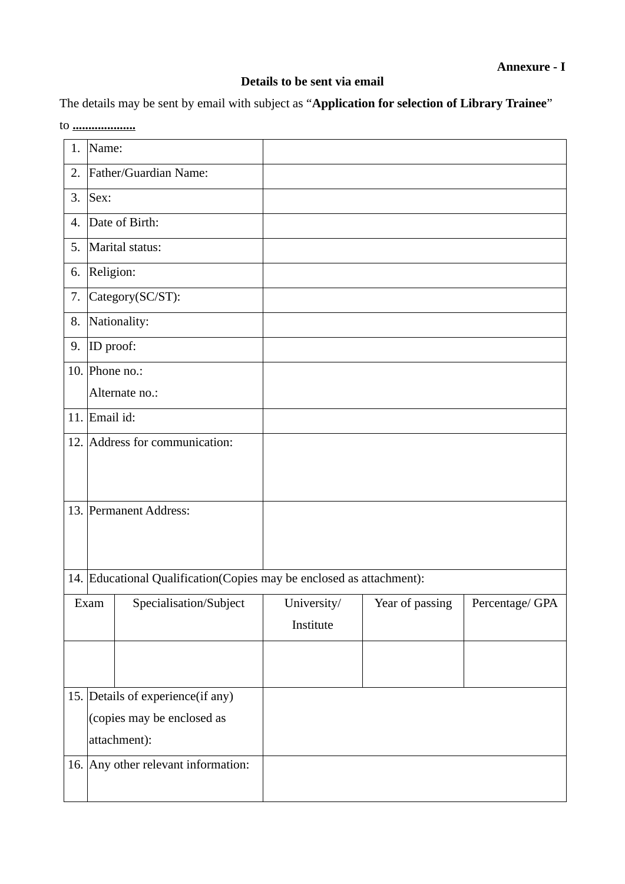**Annexure - I**

**Details to be sent via email**

The details may be sent by email with subject as "**Application for selection of Library Trainee**" to **....................**

| | | |
|---|---|---|
| 1. | Name: | |
| 2. | Father/Guardian Name: | |
| 3. | Sex: | |
| 4. | Date of Birth: | |
| 5. | Marital status: | |
| 6. | Religion: | |
| 7. | Category(SC/ST): | |
| 8. | Nationality: | |
| 9. | ID proof: | |
| 10. | Phone no.:<br>Alternate no.: | |
| 11. | Email id: | |
| 12. | Address for communication: | |
| 13. | Permanent Address: | |
| 14. | Educational Qualification(Copies may be enclosed as attachment): | |

| Exam | Specialisation/Subject | University/ Institute | Year of passing | Percentage/ GPA |
|---|---|---|---|---|
| | | | | |

| | | |
|---|---|---|
| 15. | Details of experience(if any) (copies may be enclosed as attachment): | |
| 16. | Any other relevant information: | |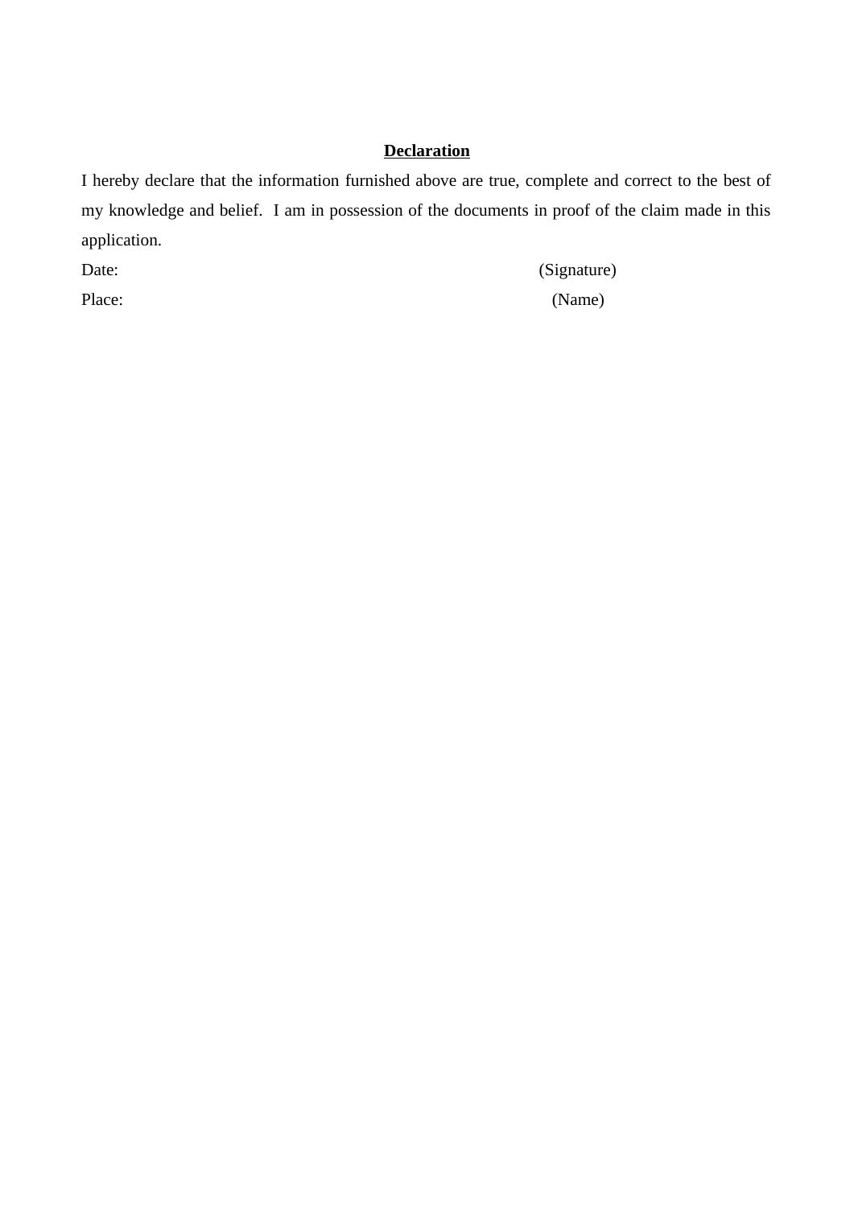**Declaration**

I hereby declare that the information furnished above are true, complete and correct to the best of my knowledge and belief. I am in possession of the documents in proof of the claim made in this application.

Date: (Signature)

Place: (Name)